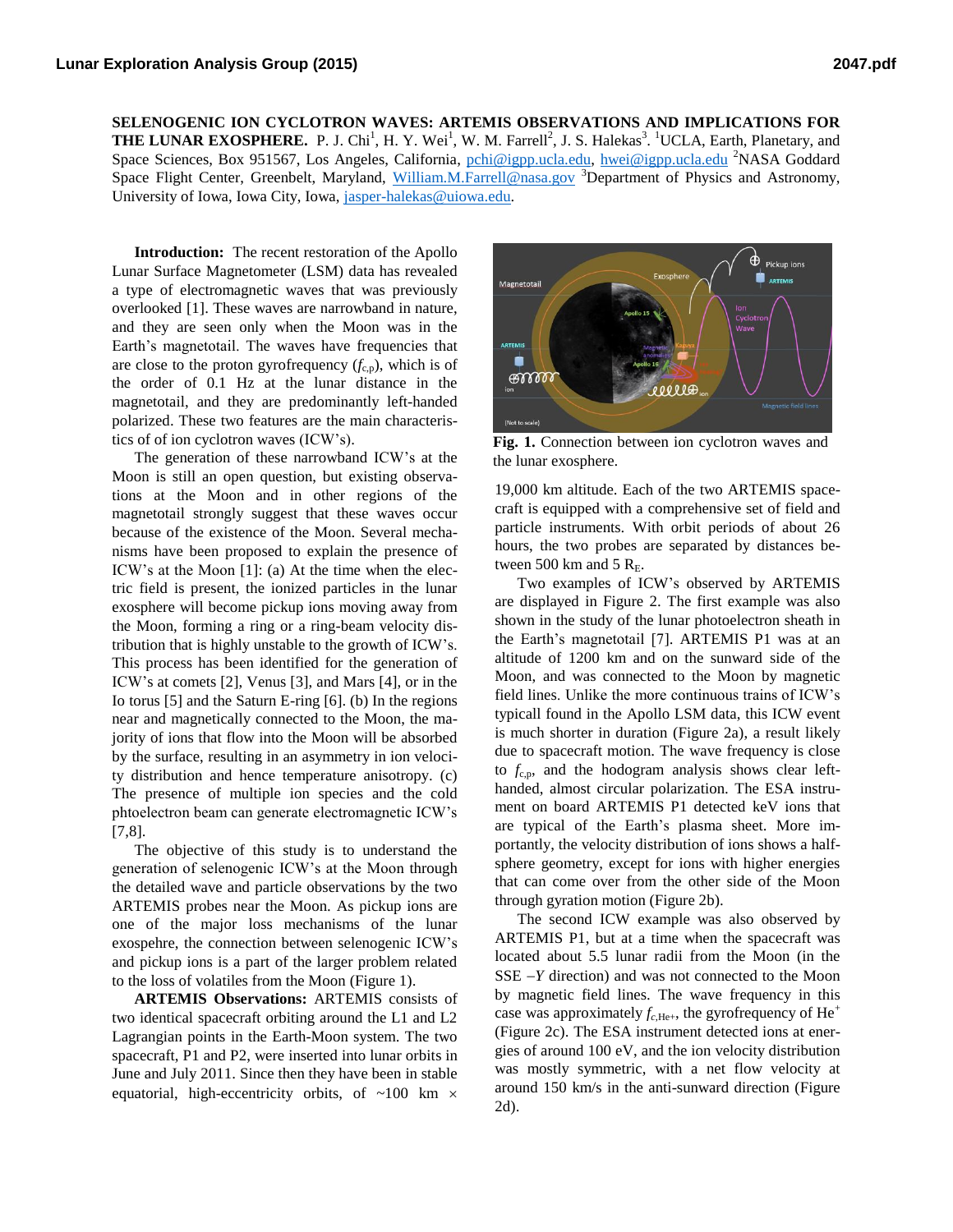**SELENOGENIC ION CYCLOTRON WAVES: ARTEMIS OBSERVATIONS AND IMPLICATIONS FOR THE LUNAR EXOSPHERE.** P. J. Chi[1], H. Y. Wei[1], W. M. Farrell[2], J. S. Halekas[3]. [1]UCLA, Earth, Planetary, and Space Sciences, Box 951567, Los Angeles, California, pchi@igpp.ucla.edu, hwei@igpp.ucla.edu [2]NASA Goddard Space Flight Center, Greenbelt, Maryland, William.M.Farrell@nasa.gov [3]Department of Physics and Astronomy, University of Iowa, Iowa City, Iowa, jasper-halekas@uiowa.edu.

**Introduction:** The recent restoration of the Apollo Lunar Surface Magnetometer (LSM) data has revealed a type of electromagnetic waves that was previously overlooked [1]. These waves are narrowband in nature, and they are seen only when the Moon was in the Earth's magnetotail. The waves have frequencies that are close to the proton gyrofrequency ($f_{c,p}$), which is of the order of 0.1 Hz at the lunar distance in the magnetotail, and they are predominantly left-handed polarized. These two features are the main characteristics of of ion cyclotron waves (ICW's).

The generation of these narrowband ICW's at the Moon is still an open question, but existing observations at the Moon and in other regions of the magnetotail strongly suggest that these waves occur because of the existence of the Moon. Several mechanisms have been proposed to explain the presence of ICW's at the Moon [1]: (a) At the time when the electric field is present, the ionized particles in the lunar exosphere will become pickup ions moving away from the Moon, forming a ring or a ring-beam velocity distribution that is highly unstable to the growth of ICW's. This process has been identified for the generation of ICW's at comets [2], Venus [3], and Mars [4], or in the Io torus [5] and the Saturn E-ring [6]. (b) In the regions near and magnetically connected to the Moon, the majority of ions that flow into the Moon will be absorbed by the surface, resulting in an asymmetry in ion velocity distribution and hence temperature anisotropy. (c) The presence of multiple ion species and the cold phtoelectron beam can generate electromagnetic ICW's [7,8].

The objective of this study is to understand the generation of selenogenic ICW's at the Moon through the detailed wave and particle observations by the two ARTEMIS probes near the Moon. As pickup ions are one of the major loss mechanisms in the lunar exospehre, the connection between selenogenic ICW's and pickup ions is a part of the larger problem related to the loss of volatiles from the Moon (Figure 1).

**ARTEMIS Observations:** ARTEMIS consists of two identical spacecraft orbiting around the L1 and L2 Lagrangian points in the Earth-Moon system. The two spacecraft, P1 and P2, were inserted into lunar orbits in June and July 2011. Since then they have been in stable equatorial, high-eccentricity orbits, of ~100 km × 19,000 km altitude. Each of the two ARTEMIS spacecraft is equipped with a comprehensive set of field and particle instruments. With orbit periods of about 26 hours, the two probes are separated by distances between 500 km and 5 $R_E$.

**Fig. 1.** Connection between ion cyclotron waves and the lunar exosphere.

Two examples of ICW's observed by ARTEMIS are displayed in Figure 2. The first example was also shown in the study of the lunar photoelectron sheath in the Earth's magnetotail [7]. ARTEMIS P1 was at an altitude of 1200 km and on the sunward side of the Moon, and was connected to the Moon by magnetic field lines. Unlike the more continuous trains of ICW's typicall found in the Apollo LSM data, this ICW event is much shorter in duration (Figure 2a), a result likely due to spacecraft motion. The wave frequency is close to $f_{c,p}$, and the hodogram analysis shows clear left-handed, almost circular polarization. The ESA instrument on board ARTEMIS P1 detected keV ions that are typical of the Earth's plasma sheet. More importantly, the velocity distribution of ions shows a half-sphere geometry, except for ions with higher energies that can come over from the other side of the Moon through gyration motion (Figure 2b).

The second ICW example was also observed by ARTEMIS P1, but at a time when the spacecraft was located about 5.5 lunar radii from the Moon (in the SSE $-Y$ direction) and was not connected to the Moon by magnetic field lines. The wave frequency in this case was approximately $f_{c,He^+}$, the gyrofrequency of $He^+$ (Figure 2c). The ESA instrument detected ions at energies of around 100 eV, and the ion velocity distribution was mostly symmetric, with a net flow velocity at around 150 km/s in the anti-sunward direction (Figure 2d).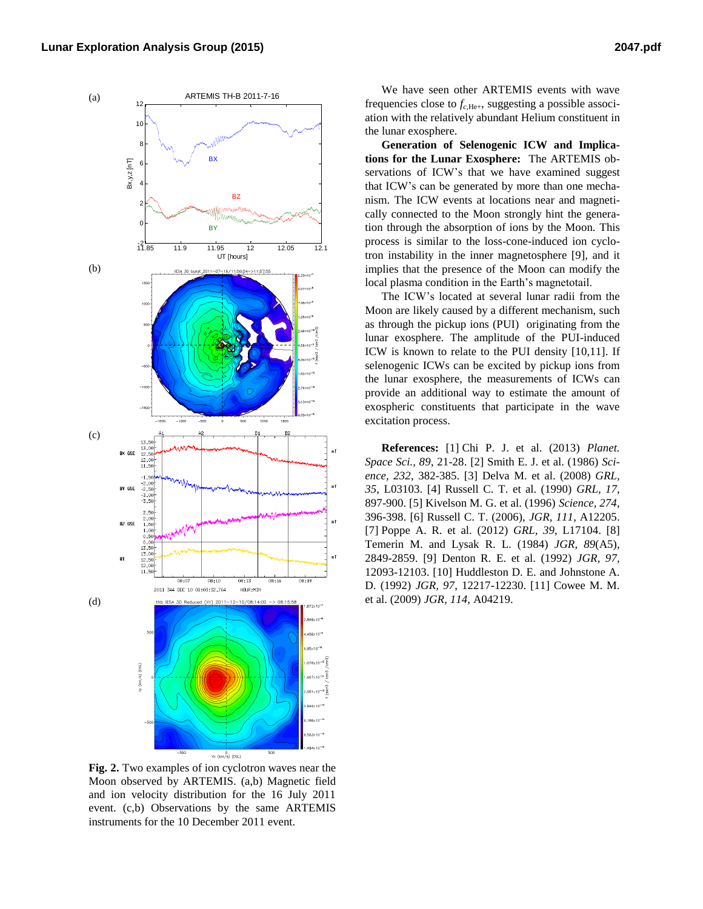(a)

ARTEMIS TH-B 2011-7-16

Bx,y,z [nT]

BX

BZ

BY

UT [hours]

(b)

(c)

(d)

**Fig. 2.** Two examples of ion cyclotron waves near the Moon observed by ARTEMIS. (a,b) Magnetic field and ion velocity distribution for the 16 July 2011 event. (c,b) Observations by the same ARTEMIS instruments for the 10 December 2011 event.

We have seen other ARTEMIS events with wave frequencies close to $f_{c,He+}$, suggesting a possible association with the relatively abundant Helium constituent in the lunar exosphere.

**Generation of Selenogenic ICW and Implications for the Lunar Exosphere:** The ARTEMIS observations of ICW's that we have examined suggest that ICW's can be generated by more than one mechanism. The ICW events at locations near and magnetically connected to the Moon strongly hint the generation through the absorption of ions by the Moon. This process is similar to the loss-cone-induced ion cyclotron instability in the inner magnetosphere [9], and it implies that the presence of the Moon can modify the local plasma condition in the Earth's magnetotail.

The ICW's located at several lunar radii from the Moon are likely caused by a different mechanism, such as through the pickup ions (PUI) originating from the lunar exosphere. The amplitude of the PUI-induced ICW is known to relate to the PUI density [10,11]. If selenogenic ICWs can be excited by pickup ions from the lunar exosphere, the measurements of ICWs can provide an additional way to estimate the amount of exospheric constituents that participate in the wave excitation process.

**References:** [1] Chi P. J. et al. (2013) *Planet. Space Sci.*, *89*, 21-28. [2] Smith E. J. et al. (1986) *Science*, *232*, 382-385. [3] Delva M. et al. (2008) *GRL*, *35*, L03103. [4] Russell C. T. et al. (1990) *GRL*, *17*, 897-900. [5] Kivelson M. G. et al. (1996) *Science*, *274*, 396-398. [6] Russell C. T. (2006), *JGR*, *111*, A12205. [7] Poppe A. R. et al. (2012) *GRL*, *39*, L17104. [8] Temerin M. and Lysak R. L. (1984) *JGR*, *89*(A5), 2849-2859. [9] Denton R. E. et al. (1992) *JGR*, *97*, 12093-12103. [10] Huddleston D. E. and Johnstone A. D. (1992) *JGR*, *97*, 12217-12230. [11] Cowee M. M. et al. (2009) *JGR*, *114*, A04219.